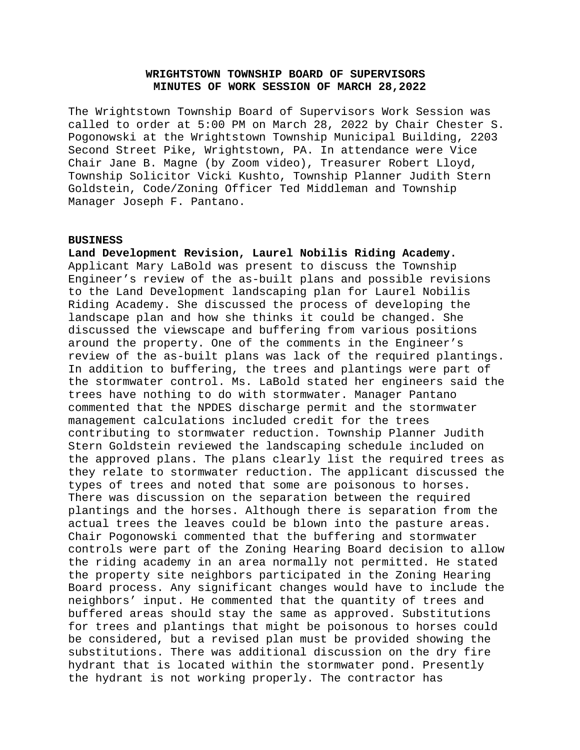# WRIGHTSTOWN TOWNSHIP BOARD OF SUPERVISORS
## MINUTES OF WORK SESSION OF MARCH 28,2022

The Wrightstown Township Board of Supervisors Work Session was called to order at 5:00 PM on March 28, 2022 by Chair Chester S. Pogonowski at the Wrightstown Township Municipal Building, 2203 Second Street Pike, Wrightstown, PA. In attendance were Vice Chair Jane B. Magne (by Zoom video), Treasurer Robert Lloyd, Township Solicitor Vicki Kushto, Township Planner Judith Stern Goldstein, Code/Zoning Officer Ted Middleman and Township Manager Joseph F. Pantano.

**BUSINESS**

**Land Development Revision, Laurel Nobilis Riding Academy.** Applicant Mary LaBold was present to discuss the Township Engineer's review of the as-built plans and possible revisions to the Land Development landscaping plan for Laurel Nobilis Riding Academy. She discussed the process of developing the landscape plan and how she thinks it could be changed. She discussed the viewscape and buffering from various positions around the property. One of the comments in the Engineer's review of the as-built plans was lack of the required plantings. In addition to buffering, the trees and plantings were part of the stormwater control. Ms. LaBold stated her engineers said the trees have nothing to do with stormwater. Manager Pantano commented that the NPDES discharge permit and the stormwater management calculations included credit for the trees contributing to stormwater reduction. Township Planner Judith Stern Goldstein reviewed the landscaping schedule included on the approved plans. The plans clearly list the required trees as they relate to stormwater reduction. The applicant discussed the types of trees and noted that some are poisonous to horses. There was discussion on the separation between the required plantings and the horses. Although there is separation from the actual trees the leaves could be blown into the pasture areas. Chair Pogonowski commented that the buffering and stormwater controls were part of the Zoning Hearing Board decision to allow the riding academy in an area normally not permitted. He stated the property site neighbors participated in the Zoning Hearing Board process. Any significant changes would have to include the neighbors' input. He commented that the quantity of trees and buffered areas should stay the same as approved. Substitutions for trees and plantings that might be poisonous to horses could be considered, but a revised plan must be provided showing the substitutions. There was additional discussion on the dry fire hydrant that is located within the stormwater pond. Presently the hydrant is not working properly. The contractor has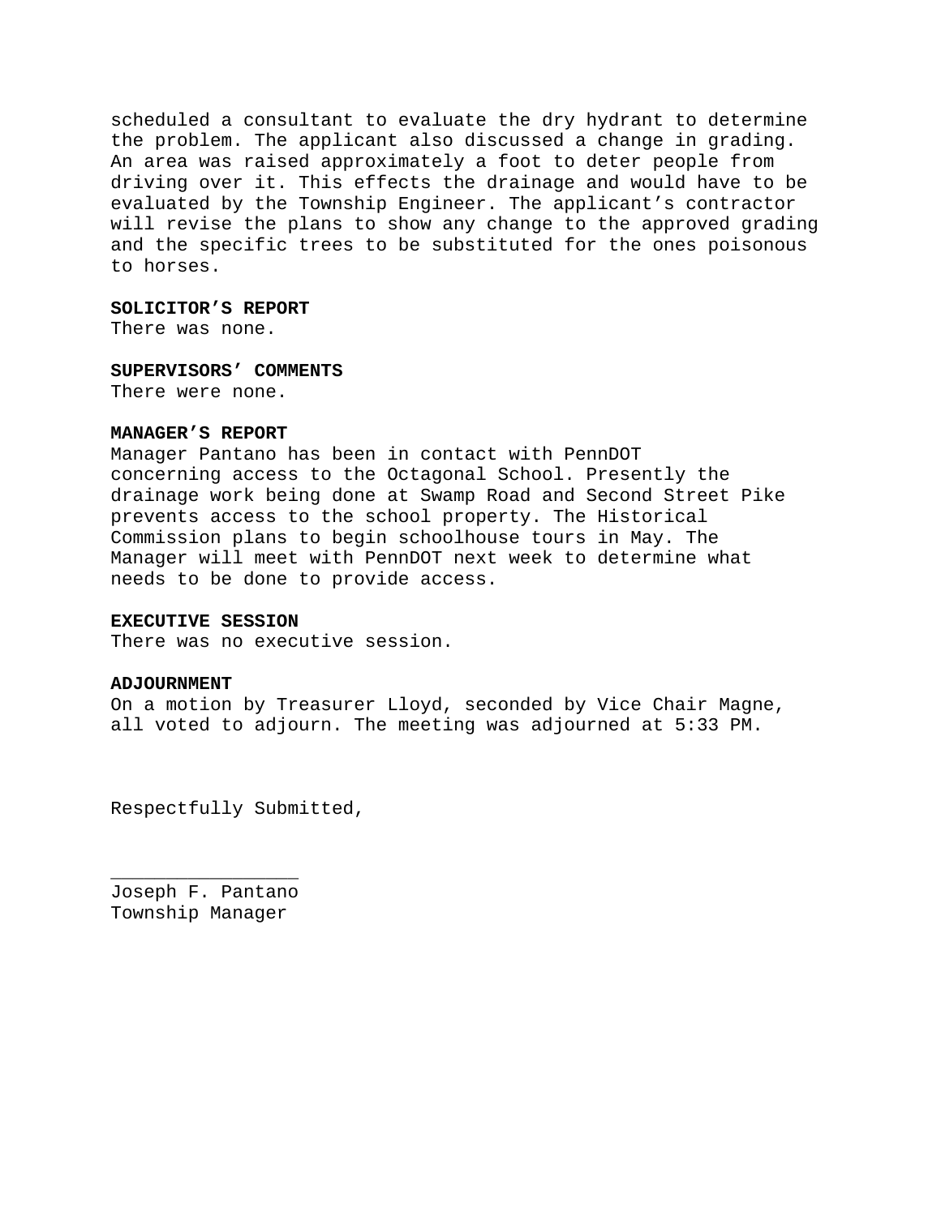scheduled a consultant to evaluate the dry hydrant to determine the problem. The applicant also discussed a change in grading. An area was raised approximately a foot to deter people from driving over it. This effects the drainage and would have to be evaluated by the Township Engineer. The applicant's contractor will revise the plans to show any change to the approved grading and the specific trees to be substituted for the ones poisonous to horses.

**SOLICITOR'S REPORT**
There was none.

**SUPERVISORS' COMMENTS**
There were none.

**MANAGER'S REPORT**
Manager Pantano has been in contact with PennDOT concerning access to the Octagonal School. Presently the drainage work being done at Swamp Road and Second Street Pike prevents access to the school property. The Historical Commission plans to begin schoolhouse tours in May. The Manager will meet with PennDOT next week to determine what needs to be done to provide access.

**EXECUTIVE SESSION**
There was no executive session.

**ADJOURNMENT**
On a motion by Treasurer Lloyd, seconded by Vice Chair Magne, all voted to adjourn. The meeting was adjourned at 5:33 PM.

Respectfully Submitted,

\_\_\_\_\_\_\_\_\_\_\_\_\_\_\_\_\_\_
Joseph F. Pantano
Township Manager